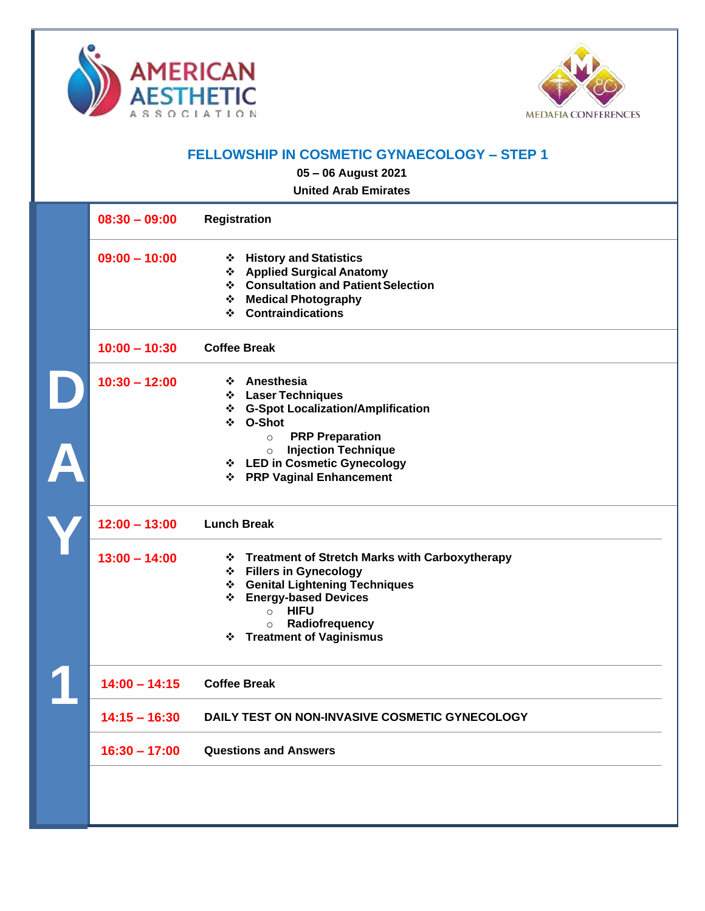AMERICAN AESTHETIC ASSOCIATION

MEDAFIA CONFERENCES

# FELLOWSHIP IN COSMETIC GYNAECOLOGY – STEP 1

**05 – 06 August 2021**

**United Arab Emirates**

## DAY 1

| Time | Session |
|---|---|
| 08:30 – 09:00 | Registration |
| 09:00 – 10:00 | ❖ History and Statistics<br>❖ Applied Surgical Anatomy<br>❖ Consultation and Patient Selection<br>❖ Medical Photography<br>❖ Contraindications |
| 10:00 – 10:30 | Coffee Break |
| 10:30 – 12:00 | ❖ Anesthesia<br>❖ Laser Techniques<br>❖ G-Spot Localization/Amplification<br>❖ O-Shot<br>○ PRP Preparation<br>○ Injection Technique<br>❖ LED in Cosmetic Gynecology<br>❖ PRP Vaginal Enhancement |
| 12:00 – 13:00 | Lunch Break |
| 13:00 – 14:00 | ❖ Treatment of Stretch Marks with Carboxytherapy<br>❖ Fillers in Gynecology<br>❖ Genital Lightening Techniques<br>❖ Energy-based Devices<br>○ HIFU<br>○ Radiofrequency<br>❖ Treatment of Vaginismus |
| 14:00 – 14:15 | Coffee Break |
| 14:15 – 16:30 | DAILY TEST ON NON-INVASIVE COSMETIC GYNECOLOGY |
| 16:30 – 17:00 | Questions and Answers |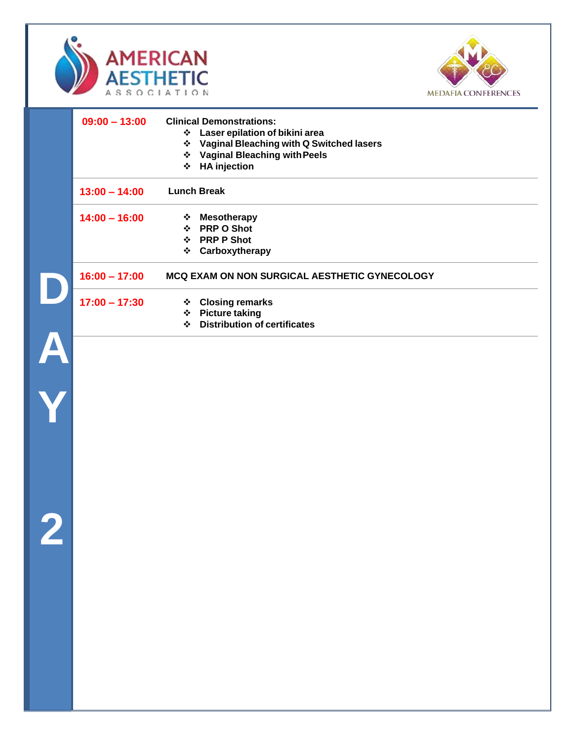# DAY 2

| | |
|---|---|
| 09:00 – 13:00 | **Clinical Demonstrations:**<br>❖ Laser epilation of bikini area<br>❖ Vaginal Bleaching with Q Switched lasers<br>❖ Vaginal Bleaching with Peels<br>❖ HA injection |
| 13:00 – 14:00 | **Lunch Break** |
| 14:00 – 16:00 | ❖ Mesotherapy<br>❖ PRP O Shot<br>❖ PRP P Shot<br>❖ Carboxytherapy |
| 16:00 – 17:00 | **MCQ EXAM ON NON SURGICAL AESTHETIC GYNECOLOGY** |
| 17:00 – 17:30 | ❖ Closing remarks<br>❖ Picture taking<br>❖ Distribution of certificates |